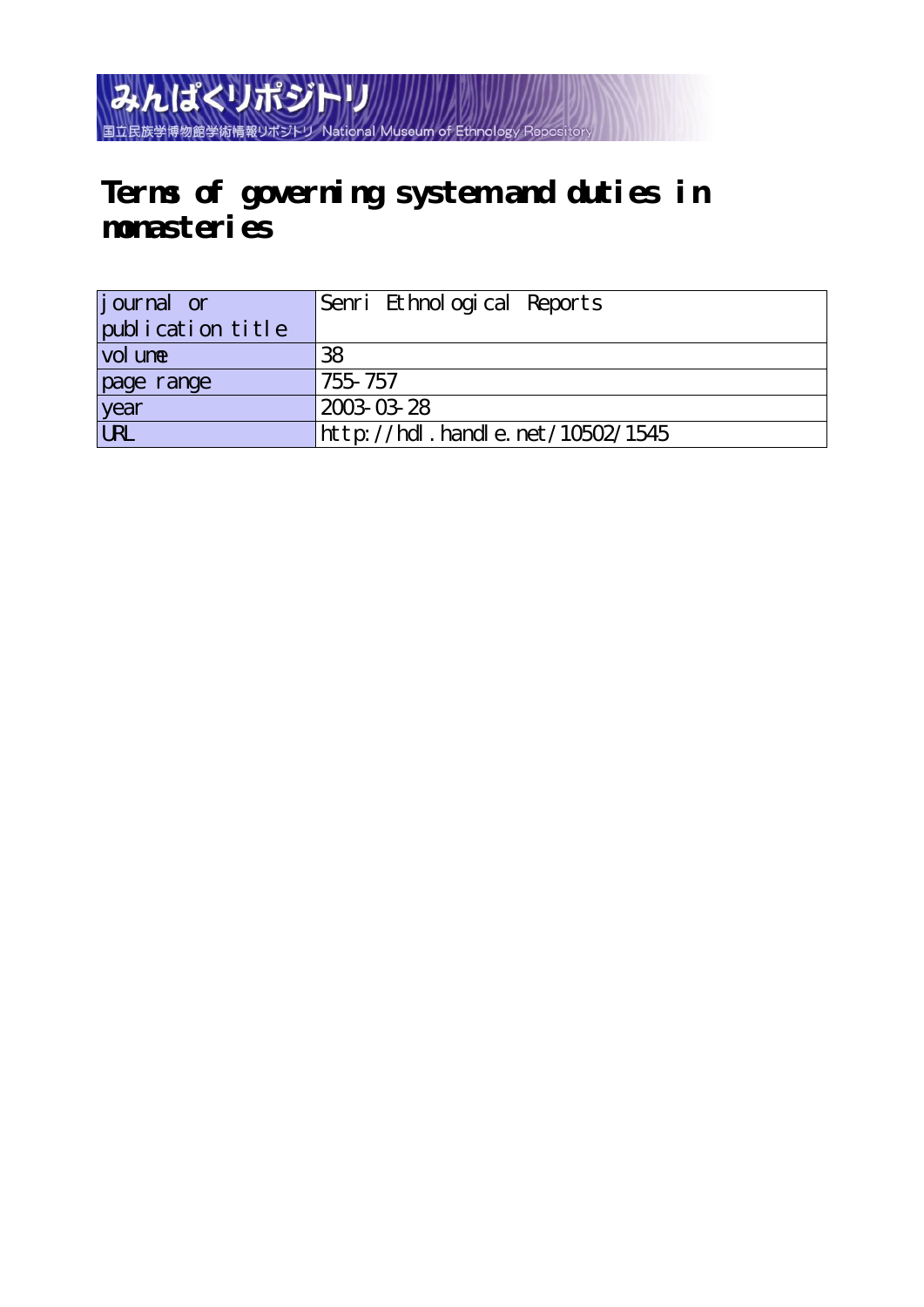みんぱくリポジトリ

国立民族学博物館学術情報リポジトリ National Museum of Ethnology Repository

# Terms of governing system and duties in monasteries

| journal or publication title | Senri Ethnological Reports |
| --- | --- |
| volume | 38 |
| page range | 755-757 |
| year | 2003-03-28 |
| URL | http://hdl.handle.net/10502/1545 |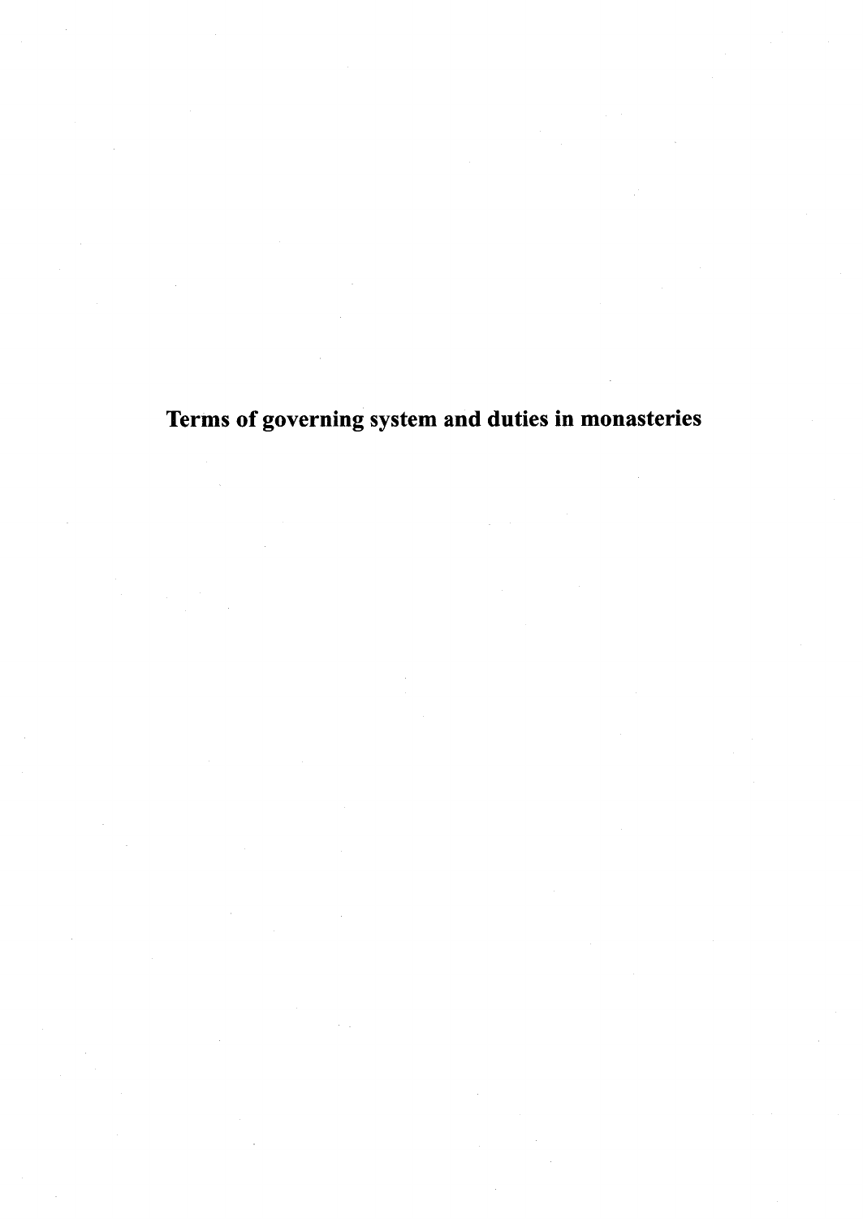# Terms of governing system and duties in monasteries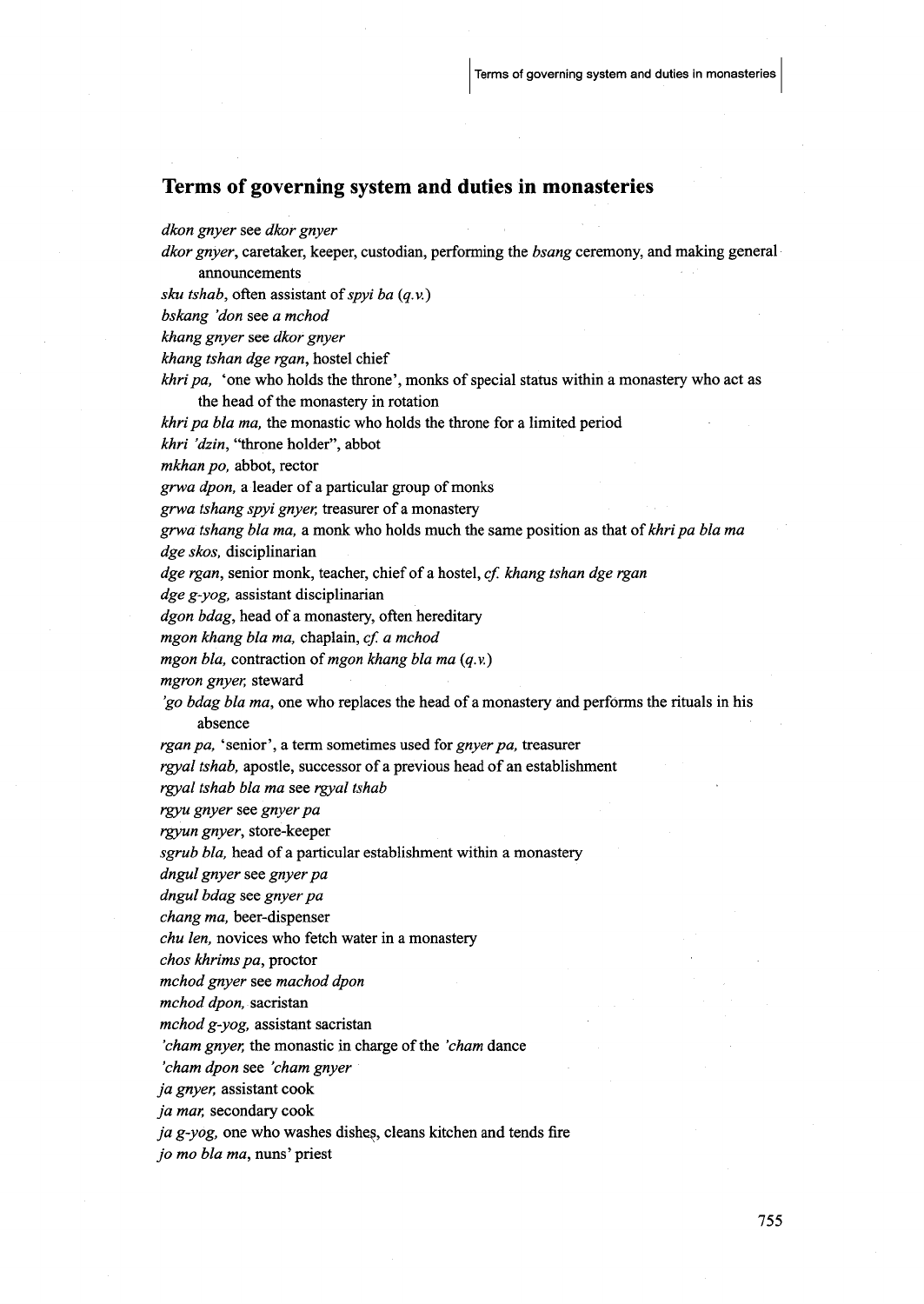## Terms of governing system and duties in monasteries

*dkon gnyer* see *dkor gnyer*

*dkor gnyer*, caretaker, keeper, custodian, performing the *bsang* ceremony, and making general announcements

*sku tshab*, often assistant of *spyi ba (q.v.)*

*bskang 'don* see *a mchod*

*khang gnyer* see *dkor gnyer*

*khang tshan dge rgan*, hostel chief

*khri pa*, 'one who holds the throne', monks of special status within a monastery who act as the head of the monastery in rotation

*khri pa bla ma*, the monastic who holds the throne for a limited period

*khri 'dzin*, "throne holder", abbot

*mkhan po*, abbot, rector

*grwa dpon*, a leader of a particular group of monks

*grwa tshang spyi gnyer*, treasurer of a monastery

*grwa tshang bla ma*, a monk who holds much the same position as that of *khri pa bla ma*

*dge skos*, disciplinarian

*dge rgan*, senior monk, teacher, chief of a hostel, *cf. khang tshan dge rgan*

*dge g-yog*, assistant disciplinarian

*dgon bdag*, head of a monastery, often hereditary

*mgon khang bla ma*, chaplain, *cf. a mchod*

*mgon bla*, contraction of *mgon khang bla ma (q.v.)*

*mgron gnyer*, steward

*'go bdag bla ma*, one who replaces the head of a monastery and performs the rituals in his absence

*rgan pa*, 'senior', a term sometimes used for *gnyer pa*, treasurer

*rgyal tshab*, apostle, successor of a previous head of an establishment

*rgyal tshab bla ma* see *rgyal tshab*

*rgyu gnyer* see *gnyer pa*

*rgyun gnyer*, store-keeper

*sgrub bla*, head of a particular establishment within a monastery

*dngul gnyer* see *gnyer pa*

*dngul bdag* see *gnyer pa*

*chang ma*, beer-dispenser

*chu len*, novices who fetch water in a monastery

*chos khrims pa*, proctor

*mchod gnyer* see *machod dpon*

*mchod dpon*, sacristan

*mchod g-yog*, assistant sacristan

*'cham gnyer*, the monastic in charge of the *'cham* dance

*'cham dpon* see *'cham gnyer*

*ja gnyer*, assistant cook

*ja mar*, secondary cook

*ja g-yog*, one who washes dishes, cleans kitchen and tends fire

*jo mo bla ma*, nuns' priest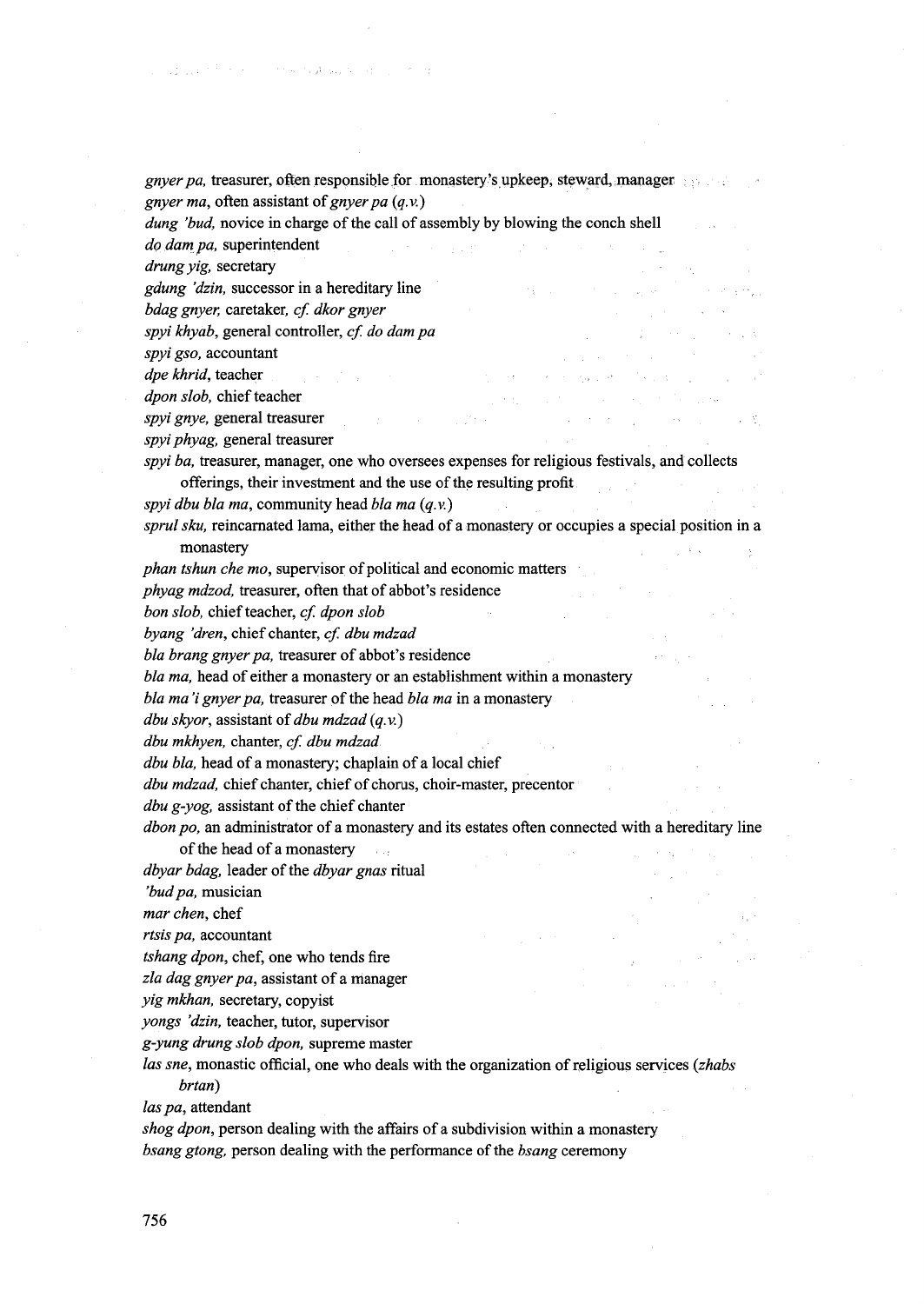*gnyer pa*, treasurer, often responsible for monastery's upkeep, steward, manager
*gnyer ma*, often assistant of *gnyer pa* (*q.v.*)
*dung 'bud*, novice in charge of the call of assembly by blowing the conch shell
*do dam pa*, superintendent
*drung yig*, secretary
*gdung 'dzin*, successor in a hereditary line
*bdag gnyer*, caretaker, *cf. dkor gnyer*
*spyi khyab*, general controller, *cf. do dam pa*
*spyi gso*, accountant
*dpe khrid*, teacher
*dpon slob*, chief teacher
*spyi gnye*, general treasurer
*spyi phyag*, general treasurer
*spyi ba*, treasurer, manager, one who oversees expenses for religious festivals, and collects offerings, their investment and the use of the resulting profit
*spyi dbu bla ma*, community head *bla ma* (*q.v.*)
*sprul sku*, reincarnated lama, either the head of a monastery or occupies a special position in a monastery
*phan tshun che mo*, supervisor of political and economic matters
*phyag mdzod*, treasurer, often that of abbot's residence
*bon slob*, chief teacher, *cf. dpon slob*
*byang 'dren*, chief chanter, *cf. dbu mdzad*
*bla brang gnyer pa*, treasurer of abbot's residence
*bla ma*, head of either a monastery or an establishment within a monastery
*bla ma'i gnyer pa*, treasurer of the head *bla ma* in a monastery
*dbu skyor*, assistant of *dbu mdzad* (*q.v.*)
*dbu mkhyen*, chanter, *cf. dbu mdzad*
*dbu bla*, head of a monastery; chaplain of a local chief
*dbu mdzad*, chief chanter, chief of chorus, choir-master, precentor
*dbu g-yog*, assistant of the chief chanter
*dbon po*, an administrator of a monastery and its estates often connected with a hereditary line of the head of a monastery
*dbyar bdag*, leader of the *dbyar gnas* ritual
*'bud pa*, musician
*mar chen*, chef
*rtsis pa*, accountant
*tshang dpon*, chef, one who tends fire
*zla dag gnyer pa*, assistant of a manager
*yig mkhan*, secretary, copyist
*yongs 'dzin*, teacher, tutor, supervisor
*g-yung drung slob dpon*, supreme master
*las sne*, monastic official, one who deals with the organization of religious services (*zhabs brtan*)
*las pa*, attendant
*shog dpon*, person dealing with the affairs of a subdivision within a monastery
*bsang gtong*, person dealing with the performance of the *bsang* ceremony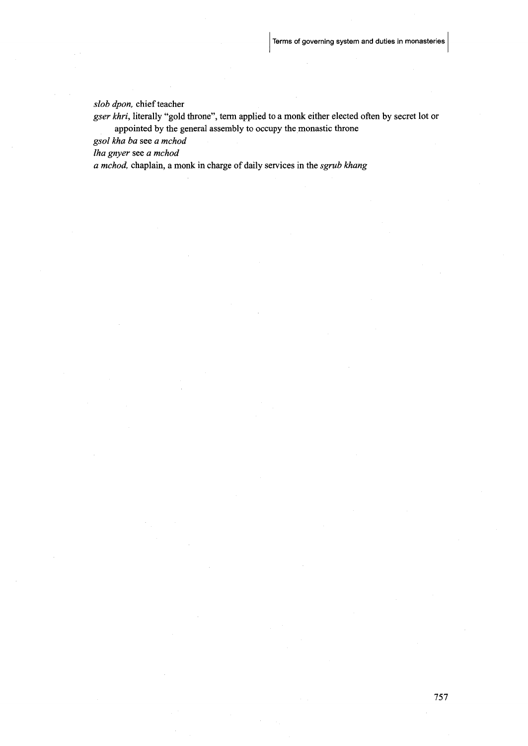*slob dpon,* chief teacher

*gser khri*, literally "gold throne", term applied to a monk either elected often by secret lot or appointed by the general assembly to occupy the monastic throne

*gsol kha ba* see *a mchod*

*lha gnyer* see *a mchod*

*a mchod,* chaplain, a monk in charge of daily services in the *sgrub khang*